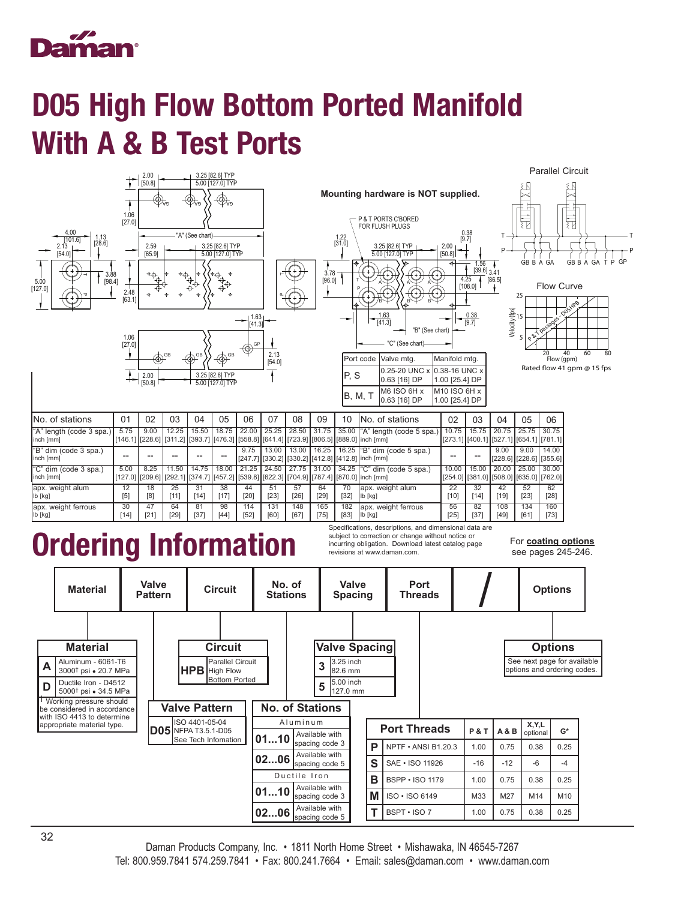# D05 High Flow Bottom Ported Manifold With A & B Test Ports

Mounting hardware is NOT supplied.

P & T PORTS C'BORED FOR FLUSH PLUGS

Parallel Circuit

Flow Curve

Rated flow 41 gpm @ 15 fps

| Port code | Valve mtg. | Manifold mtg. |
|---|---|---|
| P, S | 0.25-20 UNC x 0.63 [16] DP | 0.38-16 UNC x 1.00 [25.4] DP |
| B, M, T | M6 ISO 6H x 0.63 [16] DP | M10 ISO 6H x 1.00 [25.4] DP |

| No. of stations | 01 | 02 | 03 | 04 | 05 | 06 | 07 | 08 | 09 | 10 |
|---|---|---|---|---|---|---|---|---|---|---|
| "A" length (code 3 spa.) inch [mm] | 5.75 [146.1] | 9.00 [228.6] | 12.25 [311.2] | 15.50 [393.7] | 18.75 [476.3] | 22.00 [558.8] | 25.25 [641.4] | 28.50 [723.9] | 31.75 [806.5] | 35.00 [889.0] |
| "B" dim (code 3 spa.) inch [mm] | -- | -- | -- | -- | -- | 9.75 [247.7] | 13.00 [330.2] | 13.00 [330.2] | 16.25 [412.8] | 16.25 [412.8] |
| "C" dim (code 3 spa.) inch [mm] | 5.00 [127.0] | 8.25 [209.6] | 11.50 [292.1] | 14.75 [374.7] | 18.00 [457.2] | 21.25 [539.8] | 24.50 [622.3] | 27.75 [704.9] | 31.00 [787.4] | 34.25 [870.0] |
| apx. weight alum lb [kg] | 12 [5] | 18 [8] | 25 [11] | 31 [14] | 38 [17] | 44 [20] | 51 [23] | 57 [26] | 64 [29] | 70 [32] |
| apx. weight ferrous lb [kg] | 30 [14] | 47 [21] | 64 [29] | 81 [37] | 98 [44] | 114 [52] | 131 [60] | 148 [67] | 165 [75] | 182 [83] |

| No. of stations | 02 | 03 | 04 | 05 | 06 |
|---|---|---|---|---|---|
| "A" length (code 5 spa.) inch [mm] | 10.75 [273.1] | 15.75 [400.1] | 20.75 [527.1] | 25.75 [654.1] | 30.75 [781.1] |
| "B" dim (code 5 spa.) inch [mm] | -- | -- | 9.00 [228.6] | 9.00 [228.6] | 14.00 [355.6] |
| "C" dim (code 5 spa.) inch [mm] | 10.00 [254.0] | 15.00 [381.0] | 20.00 [508.0] | 25.00 [635.0] | 30.00 [762.0] |
| apx. weight alum lb [kg] | 22 [10] | 32 [14] | 42 [19] | 52 [23] | 62 [28] |
| apx. weight ferrous lb [kg] | 56 [25] | 82 [37] | 108 [49] | 134 [61] | 160 [73] |

Specifications, descriptions, and dimensional data are subject to correction or change without notice or incurring obligation. Download latest catalog page revisions at www.daman.com.

For **coating options** see pages 245-246.

# Ordering Information

| Material | Valve Pattern | Circuit | No. of Stations | Valve Spacing | Port Threads | / | Options |
|---|---|---|---|---|---|---|---|

### Material

| Code | Description |
|---|---|
| A | Aluminum - 6061-T6 3000† psi • 20.7 MPa |
| D | Ductile Iron - D4512 5000† psi • 34.5 MPa |

† Working pressure should be considered in accordance with ISO 4413 to determine appropriate material type.

### Valve Pattern

| Code | Description |
|---|---|
| D05 | ISO 4401-05-04 NFPA T3.5.1-D05 See Tech Infomation |

### Circuit

| Code | Description |
|---|---|
| HPB | Parallel Circuit High Flow Bottom Ported |

### No. of Stations

| Code | Description |
|---|---|
| **Aluminum** | |
| 01...10 | Available with spacing code 3 |
| 02...06 | Available with spacing code 5 |
| **Ductile Iron** | |
| 01...10 | Available with spacing code 3 |
| 02...06 | Available with spacing code 5 |

### Valve Spacing

| Code | Description |
|---|---|
| 3 | 3.25 inch 82.6 mm |
| 5 | 5.00 inch 127.0 mm |

### Port Threads

| Code | Port Threads | P & T | A & B | X,Y,L optional | G* |
|---|---|---|---|---|---|
| P | NPTF • ANSI B1.20.3 | 1.00 | 0.75 | 0.38 | 0.25 |
| S | SAE • ISO 11926 | -16 | -12 | -6 | -4 |
| B | BSPP • ISO 1179 | 1.00 | 0.75 | 0.38 | 0.25 |
| M | ISO • ISO 6149 | M33 | M27 | M14 | M10 |
| T | BSPT • ISO 7 | 1.00 | 0.75 | 0.38 | 0.25 |

### Options

See next page for available options and ordering codes.

Daman Products Company, Inc. • 1811 North Home Street • Mishawaka, IN 46545-7267
Tel: 800.959.7841 574.259.7841 • Fax: 800.241.7664 • Email: sales@daman.com • www.daman.com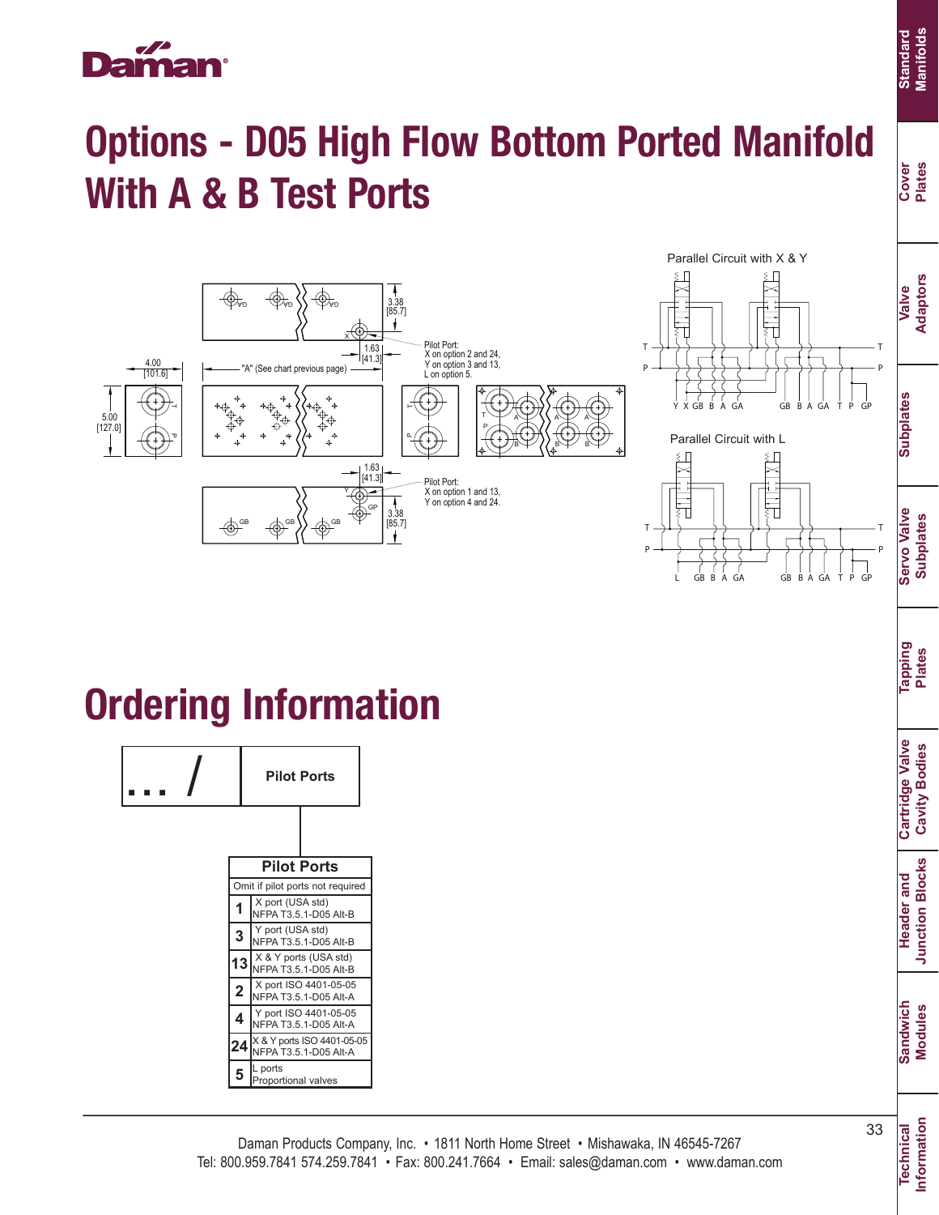# Options - D05 High Flow Bottom Ported Manifold With A & B Test Ports

3.38
[85.7]

1.63
[41.3]

Pilot Port:
X on option 2 and 24,
Y on option 3 and 13,
L on option 5.

4.00
[101.6]

"A" (See chart previous page)

5.00
[127.0]

1.63
[41.3]

Pilot Port:
X on option 1 and 13,
Y on option 4 and 24.

3.38
[85.7]

Parallel Circuit with X & Y

T T
P P
Y X GB B A GA GB B A GA T P GP

Parallel Circuit with L

T T
P P
L GB B A GA GB B A GA T P GP

# Ordering Information

| ... / | Pilot Ports |
|---|---|

| Pilot Ports | |
|---|---|
| Omit if pilot ports not required | |
| 1 | X port (USA std) NFPA T3.5.1-D05 Alt-B |
| 3 | Y port (USA std) NFPA T3.5.1-D05 Alt-B |
| 13 | X & Y ports (USA std) NFPA T3.5.1-D05 Alt-B |
| 2 | X port ISO 4401-05-05 NFPA T3.5.1-D05 Alt-A |
| 4 | Y port ISO 4401-05-05 NFPA T3.5.1-D05 Alt-A |
| 24 | X & Y ports ISO 4401-05-05 NFPA T3.5.1-D05 Alt-A |
| 5 | L ports Proportional valves |

Daman Products Company, Inc. • 1811 North Home Street • Mishawaka, IN 46545-7267
Tel: 800.959.7841 574.259.7841 • Fax: 800.241.7664 • Email: sales@daman.com • www.daman.com